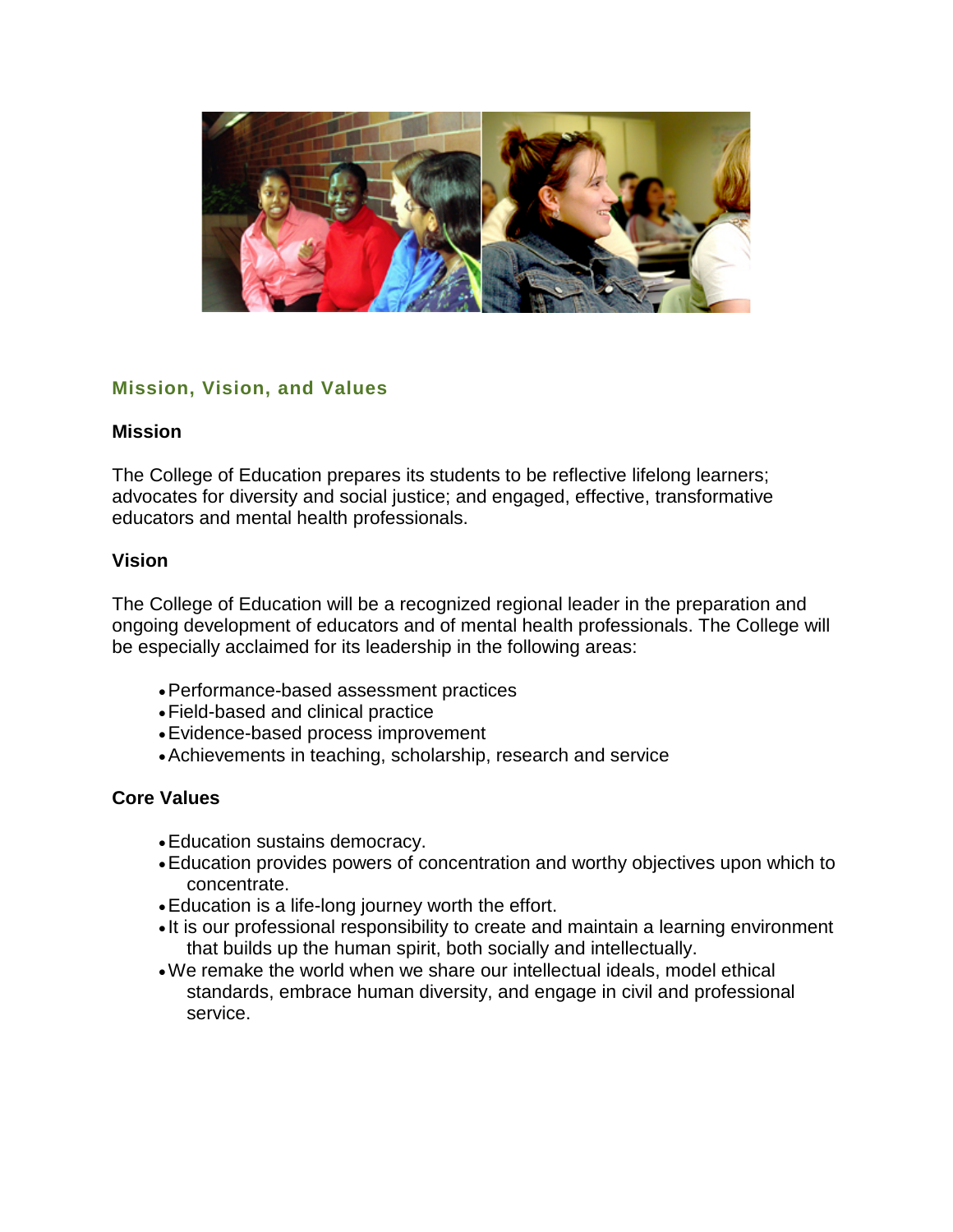## Mission, Vision, and Values

### Mission

The College of Education prepares its students to be reflective lifelong learners; advocates for diversity and social justice; and engaged, effective, transformative educators and mental health professionals.

### Vision

The College of Education will be a recognized regional leader in the preparation and ongoing development of educators and of mental health professionals. The College will be especially acclaimed for its leadership in the following areas:

- Performance-based assessment practices
- Field-based and clinical practice
- Evidence-based process improvement
- Achievements in teaching, scholarship, research and service

### Core Values

- Education sustains democracy.
- Education provides powers of concentration and worthy objectives upon which to concentrate.
- Education is a life-long journey worth the effort.
- It is our professional responsibility to create and maintain a learning environment that builds up the human spirit, both socially and intellectually.
- We remake the world when we share our intellectual ideals, model ethical standards, embrace human diversity, and engage in civil and professional service.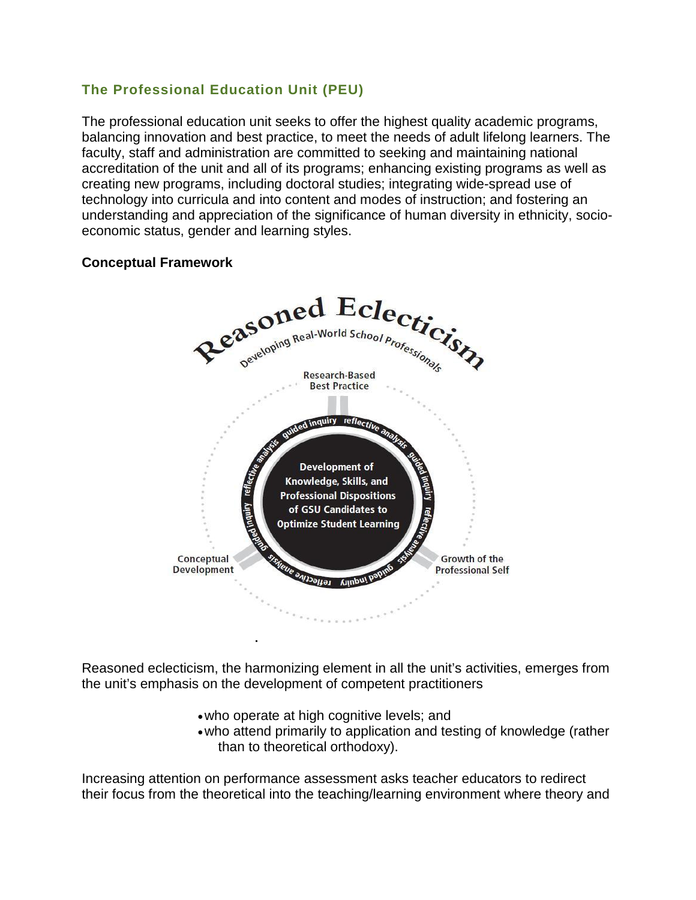### The Professional Education Unit (PEU)

The professional education unit seeks to offer the highest quality academic programs, balancing innovation and best practice, to meet the needs of adult lifelong learners. The faculty, staff and administration are committed to seeking and maintaining national accreditation of the unit and all of its programs; enhancing existing programs as well as creating new programs, including doctoral studies; integrating wide-spread use of technology into curricula and into content and modes of instruction; and fostering an understanding and appreciation of the significance of human diversity in ethnicity, socio-economic status, gender and learning styles.

**Conceptual Framework**

Reasoned Eclecticism

Developing Real-World School Professionals

Research-Based Best Practice

Development of Knowledge, Skills, and Professional Dispositions of GSU Candidates to Optimize Student Learning

guided inquiry reflective analysis

Conceptual Development

Growth of the Professional Self

Reasoned eclecticism, the harmonizing element in all the unit's activities, emerges from the unit's emphasis on the development of competent practitioners

- who operate at high cognitive levels; and
- who attend primarily to application and testing of knowledge (rather than to theoretical orthodoxy).

Increasing attention on performance assessment asks teacher educators to redirect their focus from the theoretical into the teaching/learning environment where theory and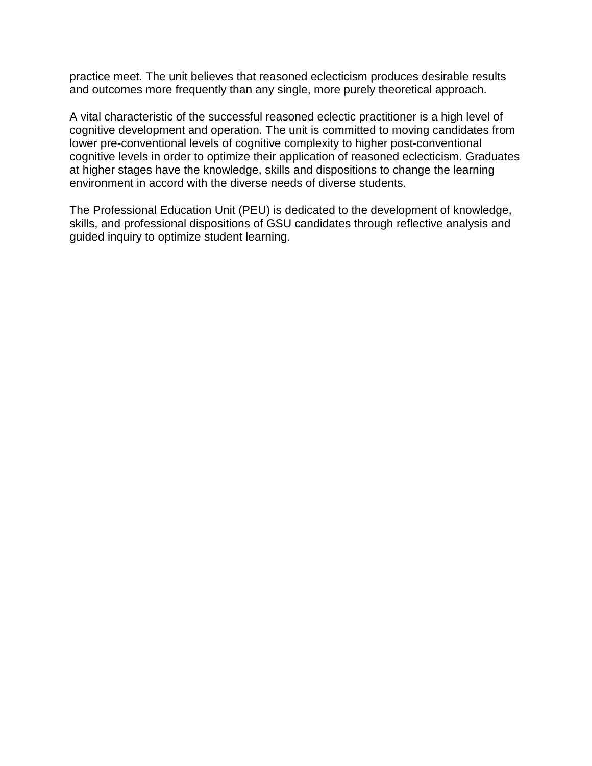practice meet. The unit believes that reasoned eclecticism produces desirable results and outcomes more frequently than any single, more purely theoretical approach.

A vital characteristic of the successful reasoned eclectic practitioner is a high level of cognitive development and operation. The unit is committed to moving candidates from lower pre-conventional levels of cognitive complexity to higher post-conventional cognitive levels in order to optimize their application of reasoned eclecticism. Graduates at higher stages have the knowledge, skills and dispositions to change the learning environment in accord with the diverse needs of diverse students.

The Professional Education Unit (PEU) is dedicated to the development of knowledge, skills, and professional dispositions of GSU candidates through reflective analysis and guided inquiry to optimize student learning.